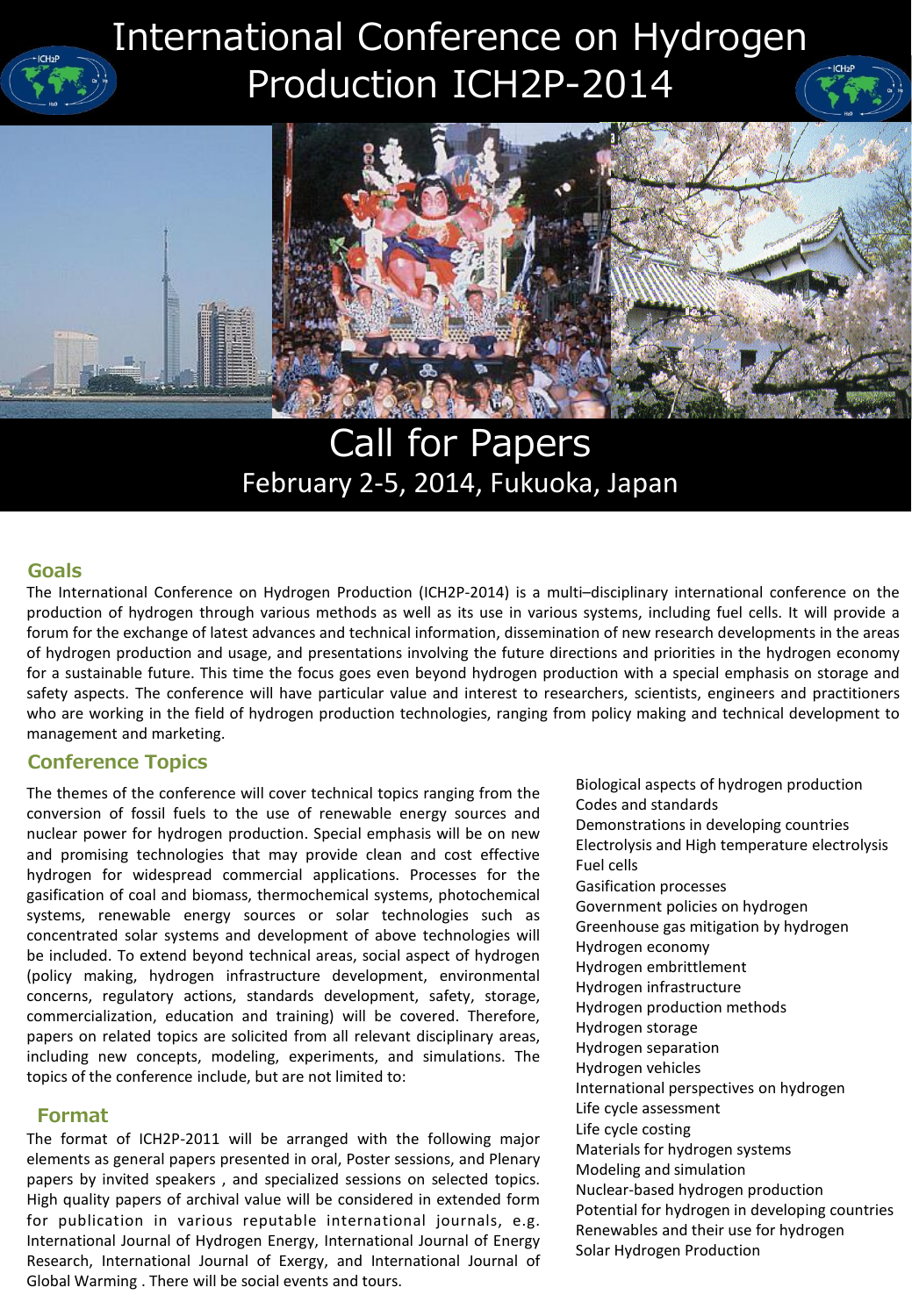# International Conference on Hydrogen Production ICH2P-2014

## Call for Papers

February 2-5, 2014, Fukuoka, Japan

## Goals

The International Conference on Hydrogen Production (ICH2P-2014) is a multi–disciplinary international conference on the production of hydrogen through various methods as well as its use in various systems, including fuel cells. It will provide a forum for the exchange of latest advances and technical information, dissemination of new research developments in the areas of hydrogen production and usage, and presentations involving the future directions and priorities in the hydrogen economy for a sustainable future. This time the focus goes even beyond hydrogen production with a special emphasis on storage and safety aspects. The conference will have particular value and interest to researchers, scientists, engineers and practitioners who are working in the field of hydrogen production technologies, ranging from policy making and technical development to management and marketing.

## Conference Topics

The themes of the conference will cover technical topics ranging from the conversion of fossil fuels to the use of renewable energy sources and nuclear power for hydrogen production. Special emphasis will be on new and promising technologies that may provide clean and cost effective hydrogen for widespread commercial applications. Processes for the gasification of coal and biomass, thermochemical systems, photochemical systems, renewable energy sources or solar technologies such as concentrated solar systems and development of above technologies will be included. To extend beyond technical areas, social aspect of hydrogen (policy making, hydrogen infrastructure development, environmental concerns, regulatory actions, standards development, safety, storage, commercialization, education and training) will be covered. Therefore, papers on related topics are solicited from all relevant disciplinary areas, including new concepts, modeling, experiments, and simulations. The topics of the conference include, but are not limited to:

- Biological aspects of hydrogen production
- Codes and standards
- Demonstrations in developing countries
- Electrolysis and High temperature electrolysis
- Fuel cells
- Gasification processes
- Government policies on hydrogen
- Greenhouse gas mitigation by hydrogen
- Hydrogen economy
- Hydrogen embrittlement
- Hydrogen infrastructure
- Hydrogen production methods
- Hydrogen storage
- Hydrogen separation
- Hydrogen vehicles
- International perspectives on hydrogen
- Life cycle assessment
- Life cycle costing
- Materials for hydrogen systems
- Modeling and simulation
- Nuclear-based hydrogen production
- Potential for hydrogen in developing countries
- Renewables and their use for hydrogen
- Solar Hydrogen Production

## Format

The format of ICH2P-2011 will be arranged with the following major elements as general papers presented in oral, Poster sessions, and Plenary papers by invited speakers , and specialized sessions on selected topics. High quality papers of archival value will be considered in extended form for publication in various reputable international journals, e.g. International Journal of Hydrogen Energy, International Journal of Energy Research, International Journal of Exergy, and International Journal of Global Warming . There will be social events and tours.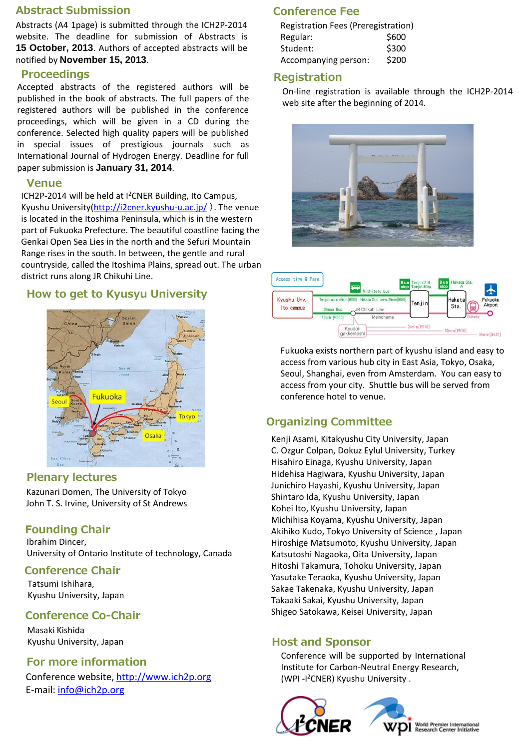## Abstract Submission

Abstracts (A4 1page) is submitted through the ICH2P-2014 website. The deadline for submission of Abstracts is **15 October, 2013**. Authors of accepted abstracts will be notified by **November 15, 2013**.

## Proceedings

Accepted abstracts of the registered authors will be published in the book of abstracts. The full papers of the registered authors will be published in the conference proceedings, which will be given in a CD during the conference. Selected high quality papers will be published in special issues of prestigious journals such as International Journal of Hydrogen Energy. Deadline for full paper submission is **January 31, 2014**.

## Venue

ICH2P-2014 will be held at I²CNER Building, Ito Campus, Kyushu University(http://i2cner.kyushu-u.ac.jp/ ). The venue is located in the Itoshima Peninsula, which is in the western part of Fukuoka Prefecture. The beautiful coastline facing the Genkai Open Sea Lies in the north and the Sefuri Mountain Range rises in the south. In between, the gentle and rural countryside, called the Itoshima Plains, spread out. The urban district runs along JR Chikuhi Line.

## How to get to Kyusyu University

Seoul
Fukuoka
Tokyo
Osaka

## Plenary lectures

Kazunari Domen, The University of Tokyo
John T. S. Irvine, University of St Andrews

## Founding Chair

Ibrahim Dincer,
University of Ontario Institute of technology, Canada

## Conference Chair

Tatsumi Ishihara,
Kyushu University, Japan

## Conference Co-Chair

Masaki Kishida
Kyushu University, Japan

## For more information

Conference website, http://www.ich2p.org
E-mail: info@ich2p.org

## Conference Fee

Registration Fees (Preregistration)

| | |
|---|---|
| Regular: | $600 |
| Student: | $300 |
| Accompanying person: | $200 |

## Registration

On-line registration is available through the ICH2P-2014 web site after the beginning of 2014.

Access time & Fare

Kyushu Unv. Ito campus
Nishitetu Bus
Tenjin aprx. 43min[¥600] Hakata Sta. aprx. 55min[¥850]
Tenjin 2 B Tenjin-Kita
Hakata Sta. A
Tenjin
Hakata Sta.
Fukuoka Airport
Showa Bus
13min[¥200]
JR Chikuhi Line
Meinohama
Subway
Kyudai-gakkentoshi
24min[¥510]
30min[¥510]
35min[¥540]

Fukuoka exists northern part of kyushu island and easy to access from various hub city in East Asia, Tokyo, Osaka, Seoul, Shanghai, even from Amsterdam. You can easy to access from your city. Shuttle bus will be served from conference hotel to venue.

## Organizing Committee

Kenji Asami, Kitakyushu City University, Japan
C. Ozgur Colpan, Dokuz Eylul University, Turkey
Hisahiro Einaga, Kyushu University, Japan
Hidehisa Hagiwara, Kyushu University, Japan
Junichiro Hayashi, Kyushu University, Japan
Shintaro Ida, Kyushu University, Japan
Kohei Ito, Kyushu University, Japan
Michihisa Koyama, Kyushu University, Japan
Akihiko Kudo, Tokyo University of Science , Japan
Hiroshige Matsumoto, Kyushu University, Japan
Katsutoshi Nagaoka, Oita University, Japan
Hitoshi Takamura, Tohoku University, Japan
Yasutake Teraoka, Kyushu University, Japan
Sakae Takenaka, Kyushu University, Japan
Takaaki Sakai, Kyushu University, Japan
Shigeo Satokawa, Keisei University, Japan

## Host and Sponsor

Conference will be supported by International Institute for Carbon-Neutral Energy Research, (WPI -I²CNER) Kyushu University .

I²CNER
wpi World Premier International Research Center Initiative